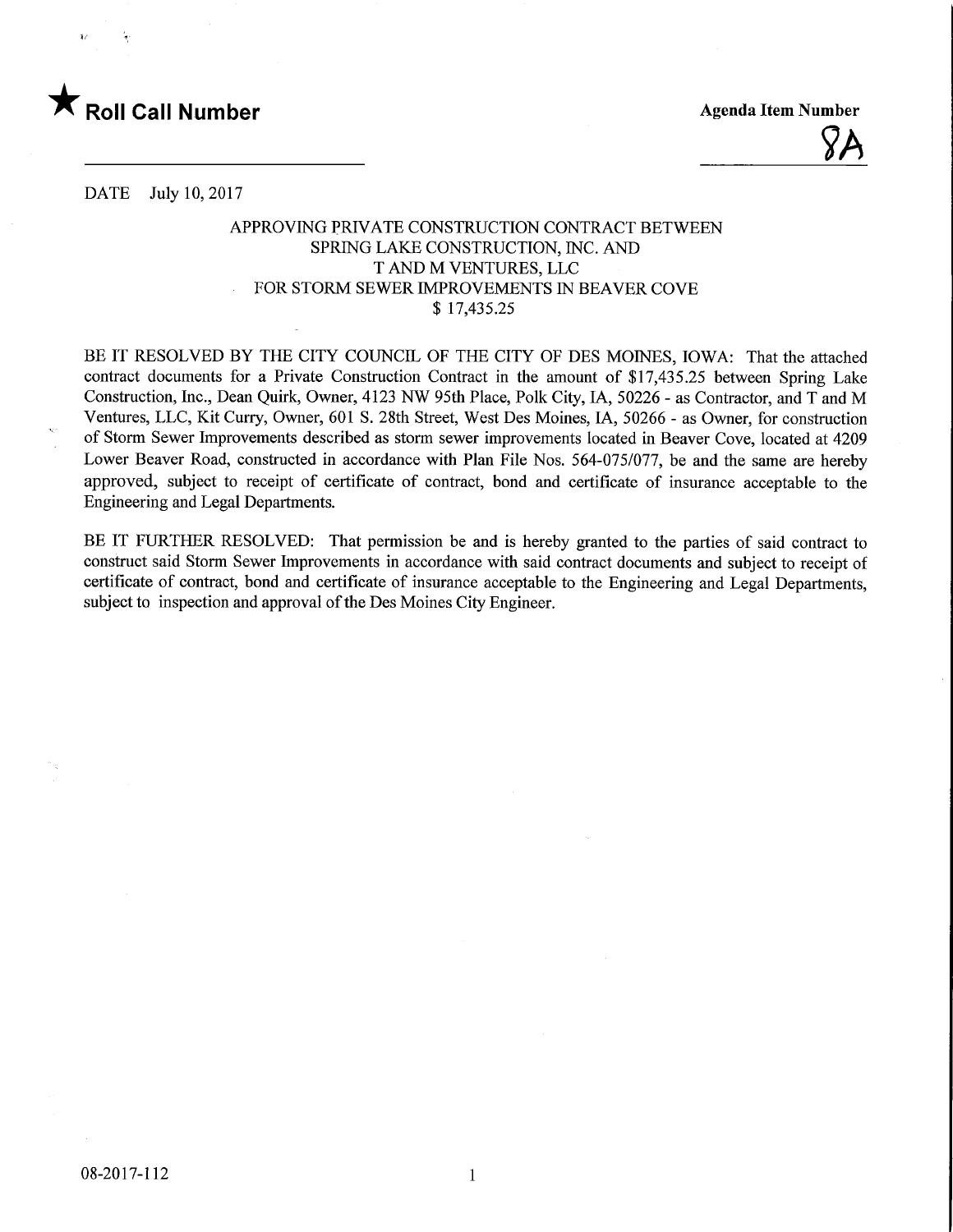★ **Roll Call Number**

**Agenda Item Number**

8A

DATE July 10, 2017

### APPROVING PRIVATE CONSTRUCTION CONTRACT BETWEEN SPRING LAKE CONSTRUCTION, INC. AND T AND M VENTURES, LLC FOR STORM SEWER IMPROVEMENTS IN BEAVER COVE $ 17,435.25

BE IT RESOLVED BY THE CITY COUNCIL OF THE CITY OF DES MOINES, IOWA: That the attached contract documents for a Private Construction Contract in the amount of $17,435.25 between Spring Lake Construction, Inc., Dean Quirk, Owner, 4123 NW 95th Place, Polk City, IA, 50226 - as Contractor, and T and M Ventures, LLC, Kit Curry, Owner, 601 S. 28th Street, West Des Moines, IA, 50266 - as Owner, for construction of Storm Sewer Improvements described as storm sewer improvements located in Beaver Cove, located at 4209 Lower Beaver Road, constructed in accordance with Plan File Nos. 564-075/077, be and the same are hereby approved, subject to receipt of certificate of contract, bond and certificate of insurance acceptable to the Engineering and Legal Departments.

BE IT FURTHER RESOLVED: That permission be and is hereby granted to the parties of said contract to construct said Storm Sewer Improvements in accordance with said contract documents and subject to receipt of certificate of contract, bond and certificate of insurance acceptable to the Engineering and Legal Departments, subject to inspection and approval of the Des Moines City Engineer.

08-2017-112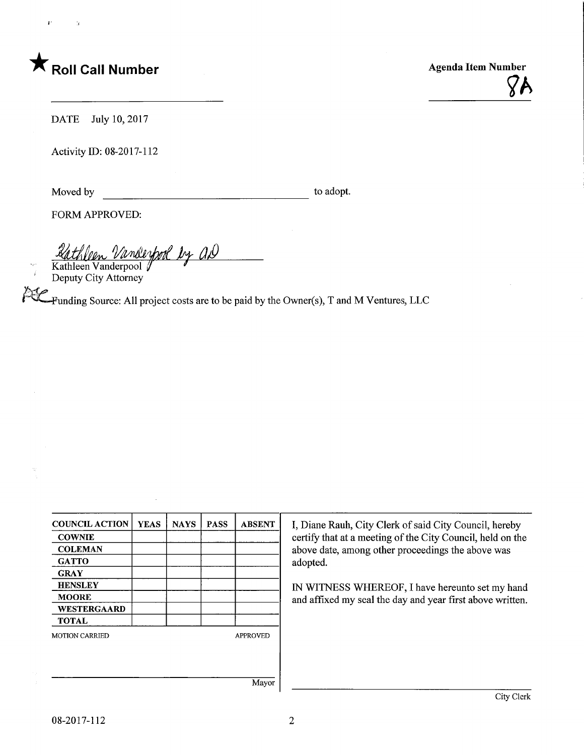★ **Roll Call Number**

**Agenda Item Number**

8A

DATE July 10, 2017

Activity ID: 08-2017-112

Moved by ________________________________ to adopt.

FORM APPROVED:

Kathleen Vanderpool by AD
Kathleen Vanderpool
Deputy City Attorney

Funding Source: All project costs are to be paid by the Owner(s), T and M Ventures, LLC

| COUNCIL ACTION | YEAS | NAYS | PASS | ABSENT |
|---|---|---|---|---|
| COWNIE | | | | |
| COLEMAN | | | | |
| GATTO | | | | |
| GRAY | | | | |
| HENSLEY | | | | |
| MOORE | | | | |
| WESTERGAARD | | | | |
| TOTAL | | | | |

MOTION CARRIED APPROVED

______________________________ Mayor

I, Diane Rauh, City Clerk of said City Council, hereby certify that at a meeting of the City Council, held on the above date, among other proceedings the above was adopted.

IN WITNESS WHEREOF, I have hereunto set my hand and affixed my seal the day and year first above written.

______________________________ City Clerk

08-2017-112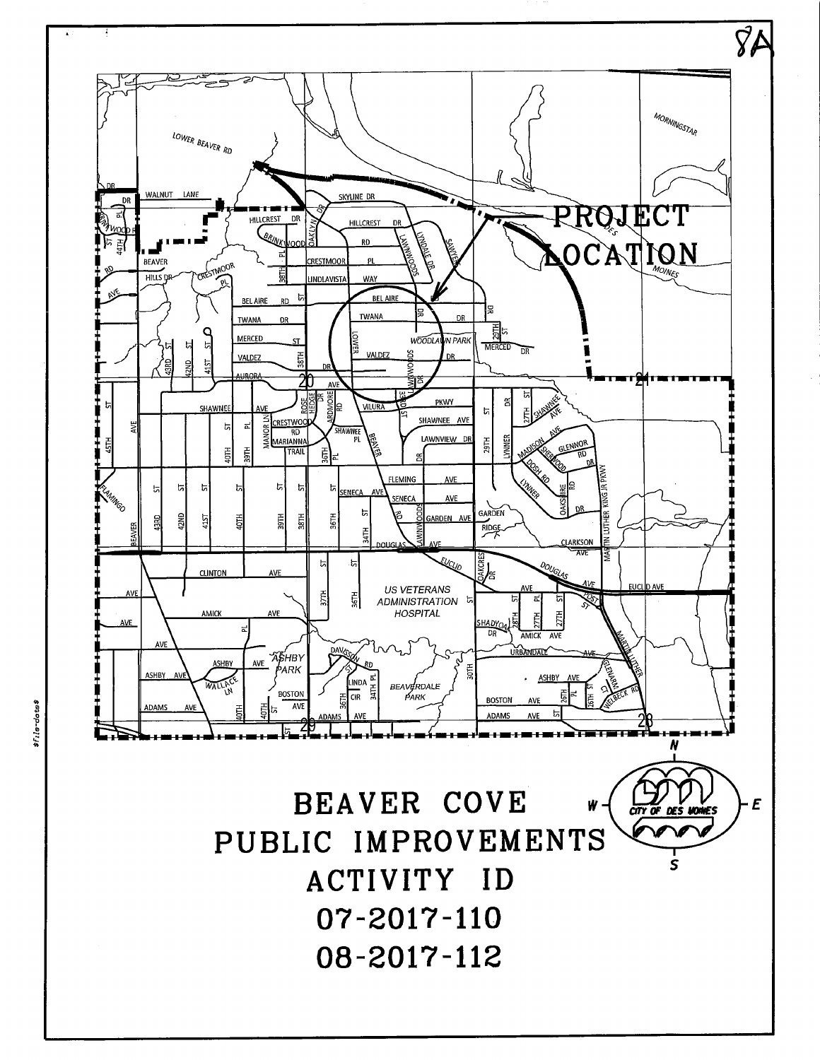8A

PROJECT LOCATION

# BEAVER COVE PUBLIC IMPROVEMENTS

# ACTIVITY ID

# 07-2017-110

# 08-2017-112